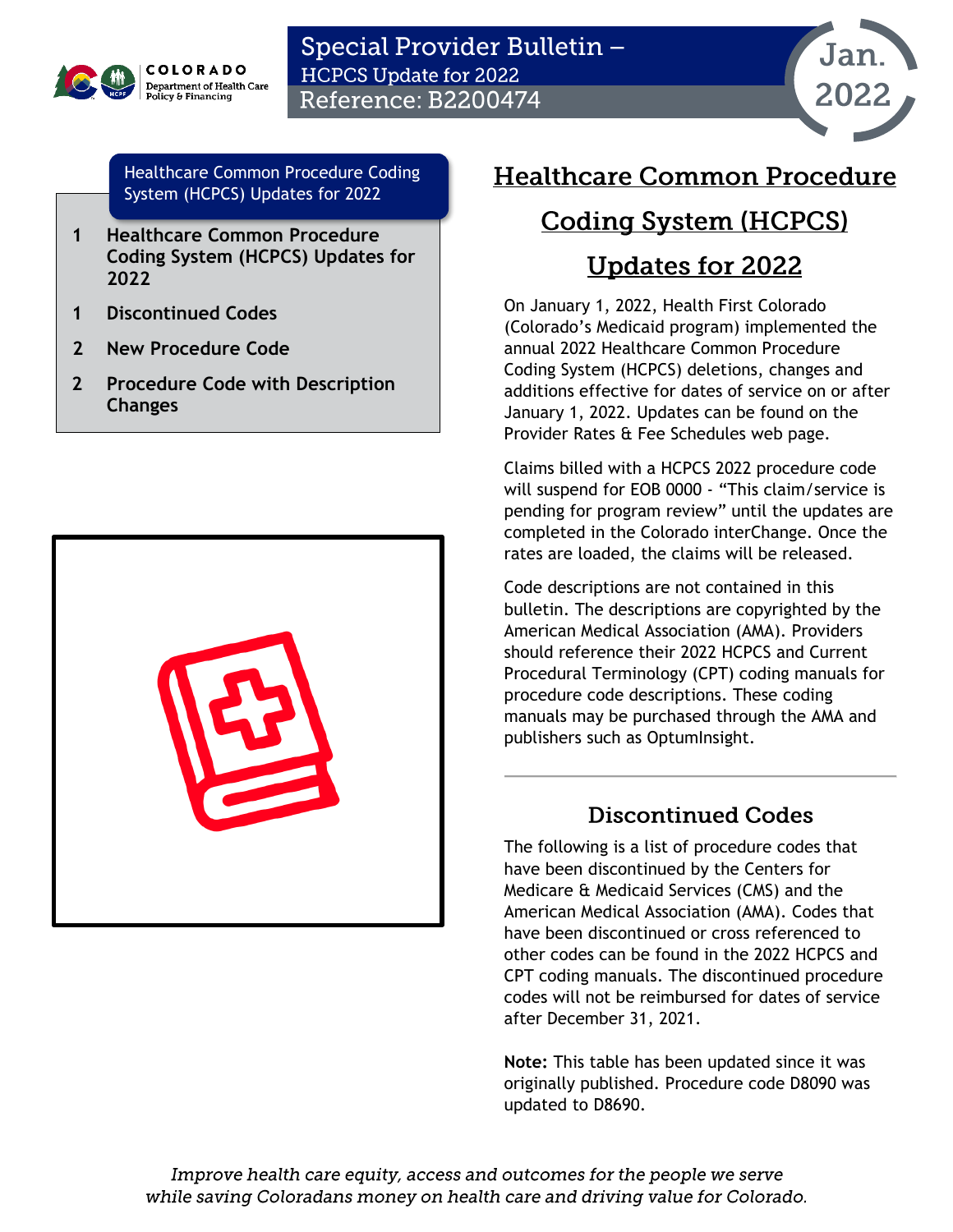# Special Provider Bulletin – HCPCS Update for 2022

Reference: B2200474

Jan. 2022

**Healthcare Common Procedure Coding System (HCPCS) Updates for 2022**

- 1 Healthcare Common Procedure Coding System (HCPCS) Updates for 2022
- 1 Discontinued Codes
- 2 New Procedure Code
- 2 Procedure Code with Description Changes

## Healthcare Common Procedure Coding System (HCPCS) Updates for 2022

On January 1, 2022, Health First Colorado (Colorado's Medicaid program) implemented the annual 2022 Healthcare Common Procedure Coding System (HCPCS) deletions, changes and additions effective for dates of service on or after January 1, 2022. Updates can be found on the Provider Rates & Fee Schedules web page.

Claims billed with a HCPCS 2022 procedure code will suspend for EOB 0000 - "This claim/service is pending for program review" until the updates are completed in the Colorado interChange. Once the rates are loaded, the claims will be released.

Code descriptions are not contained in this bulletin. The descriptions are copyrighted by the American Medical Association (AMA). Providers should reference their 2022 HCPCS and Current Procedural Terminology (CPT) coding manuals for procedure code descriptions. These coding manuals may be purchased through the AMA and publishers such as OptumInsight.

### Discontinued Codes

The following is a list of procedure codes that have been discontinued by the Centers for Medicare & Medicaid Services (CMS) and the American Medical Association (AMA). Codes that have been discontinued or cross referenced to other codes can be found in the 2022 HCPCS and CPT coding manuals. The discontinued procedure codes will not be reimbursed for dates of service after December 31, 2021.

**Note:** This table has been updated since it was originally published. Procedure code D8090 was updated to D8690.

*Improve health care equity, access and outcomes for the people we serve while saving Coloradans money on health care and driving value for Colorado.*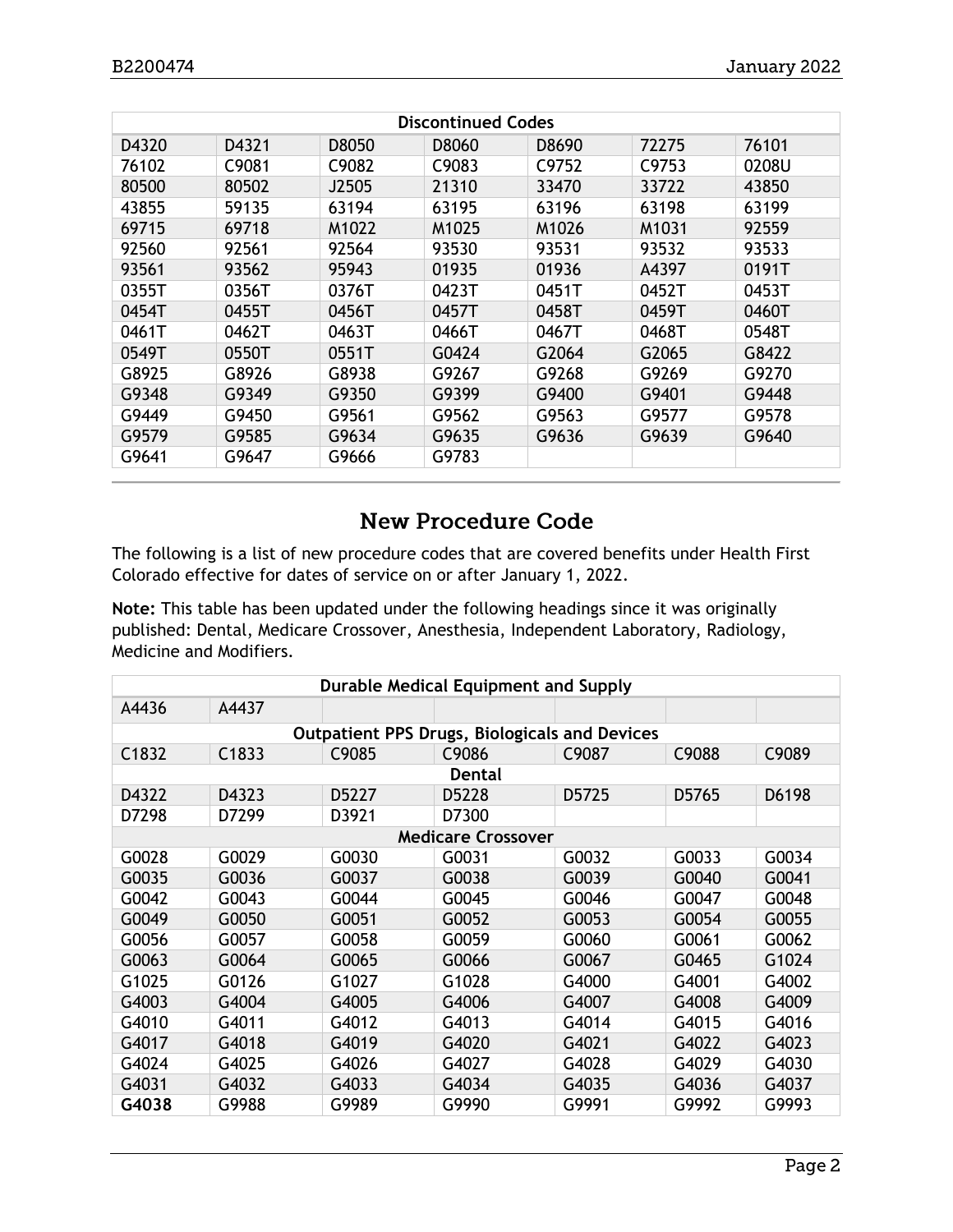| Discontinued Codes | | | | | | |
|---|---|---|---|---|---|---|
| D4320 | D4321 | D8050 | D8060 | D8690 | 72275 | 76101 |
| 76102 | C9081 | C9082 | C9083 | C9752 | C9753 | 0208U |
| 80500 | 80502 | J2505 | 21310 | 33470 | 33722 | 43850 |
| 43855 | 59135 | 63194 | 63195 | 63196 | 63198 | 63199 |
| 69715 | 69718 | M1022 | M1025 | M1026 | M1031 | 92559 |
| 92560 | 92561 | 92564 | 93530 | 93531 | 93532 | 93533 |
| 93561 | 93562 | 95943 | 01935 | 01936 | A4397 | 0191T |
| 0355T | 0356T | 0376T | 0423T | 0451T | 0452T | 0453T |
| 0454T | 0455T | 0456T | 0457T | 0458T | 0459T | 0460T |
| 0461T | 0462T | 0463T | 0466T | 0467T | 0468T | 0548T |
| 0549T | 0550T | 0551T | G0424 | G2064 | G2065 | G8422 |
| G8925 | G8926 | G8938 | G9267 | G9268 | G9269 | G9270 |
| G9348 | G9349 | G9350 | G9399 | G9400 | G9401 | G9448 |
| G9449 | G9450 | G9561 | G9562 | G9563 | G9577 | G9578 |
| G9579 | G9585 | G9634 | G9635 | G9636 | G9639 | G9640 |
| G9641 | G9647 | G9666 | G9783 | | | |

## New Procedure Code

The following is a list of new procedure codes that are covered benefits under Health First Colorado effective for dates of service on or after January 1, 2022.

**Note:** This table has been updated under the following headings since it was originally published: Dental, Medicare Crossover, Anesthesia, Independent Laboratory, Radiology, Medicine and Modifiers.

| Durable Medical Equipment and Supply | | | | | | |
|---|---|---|---|---|---|---|
| A4436 | A4437 | | | | | |
| **Outpatient PPS Drugs, Biologicals and Devices** | | | | | | |
| C1832 | C1833 | C9085 | C9086 | C9087 | C9088 | C9089 |
| **Dental** | | | | | | |
| D4322 | D4323 | D5227 | D5228 | D5725 | D5765 | D6198 |
| D7298 | D7299 | D3921 | D7300 | | | |
| **Medicare Crossover** | | | | | | |
| G0028 | G0029 | G0030 | G0031 | G0032 | G0033 | G0034 |
| G0035 | G0036 | G0037 | G0038 | G0039 | G0040 | G0041 |
| G0042 | G0043 | G0044 | G0045 | G0046 | G0047 | G0048 |
| G0049 | G0050 | G0051 | G0052 | G0053 | G0054 | G0055 |
| G0056 | G0057 | G0058 | G0059 | G0060 | G0061 | G0062 |
| G0063 | G0064 | G0065 | G0066 | G0067 | G0465 | G1024 |
| G1025 | G0126 | G1027 | G1028 | G4000 | G4001 | G4002 |
| G4003 | G4004 | G4005 | G4006 | G4007 | G4008 | G4009 |
| G4010 | G4011 | G4012 | G4013 | G4014 | G4015 | G4016 |
| G4017 | G4018 | G4019 | G4020 | G4021 | G4022 | G4023 |
| G4024 | G4025 | G4026 | G4027 | G4028 | G4029 | G4030 |
| G4031 | G4032 | G4033 | G4034 | G4035 | G4036 | G4037 |
| **G4038** | G9988 | G9989 | G9990 | G9991 | G9992 | G9993 |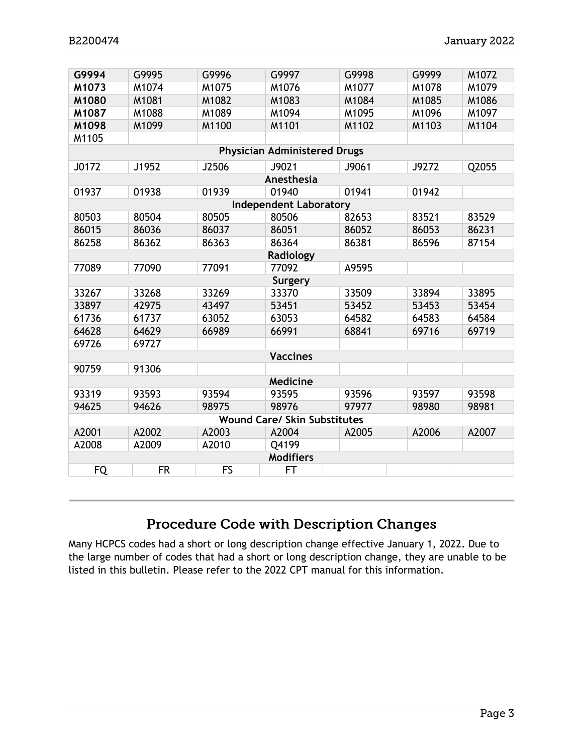| **G9994** | G9995 | G9996 | G9997 | G9998 | G9999 | M1072 |
|---|---|---|---|---|---|---|
| **M1073** | M1074 | M1075 | M1076 | M1077 | M1078 | M1079 |
| **M1080** | M1081 | M1082 | M1083 | M1084 | M1085 | M1086 |
| **M1087** | M1088 | M1089 | M1094 | M1095 | M1096 | M1097 |
| **M1098** | M1099 | M1100 | M1101 | M1102 | M1103 | M1104 |
| M1105 | | | | | | |
| **Physician Administered Drugs** | | | | | | |
| J0172 | J1952 | J2506 | J9021 | J9061 | J9272 | Q2055 |
| **Anesthesia** | | | | | | |
| 01937 | 01938 | 01939 | 01940 | 01941 | 01942 | |
| **Independent Laboratory** | | | | | | |
| 80503 | 80504 | 80505 | 80506 | 82653 | 83521 | 83529 |
| 86015 | 86036 | 86037 | 86051 | 86052 | 86053 | 86231 |
| 86258 | 86362 | 86363 | 86364 | 86381 | 86596 | 87154 |
| **Radiology** | | | | | | |
| 77089 | 77090 | 77091 | 77092 | A9595 | | |
| **Surgery** | | | | | | |
| 33267 | 33268 | 33269 | 33370 | 33509 | 33894 | 33895 |
| 33897 | 42975 | 43497 | 53451 | 53452 | 53453 | 53454 |
| 61736 | 61737 | 63052 | 63053 | 64582 | 64583 | 64584 |
| 64628 | 64629 | 66989 | 66991 | 68841 | 69716 | 69719 |
| 69726 | 69727 | | | | | |
| **Vaccines** | | | | | | |
| 90759 | 91306 | | | | | |
| **Medicine** | | | | | | |
| 93319 | 93593 | 93594 | 93595 | 93596 | 93597 | 93598 |
| 94625 | 94626 | 98975 | 98976 | 97977 | 98980 | 98981 |
| **Wound Care/ Skin Substitutes** | | | | | | |
| A2001 | A2002 | A2003 | A2004 | A2005 | A2006 | A2007 |
| A2008 | A2009 | A2010 | Q4199 | | | |
| **Modifiers** | | | | | | |
| FQ | FR | FS | FT | | | |

## Procedure Code with Description Changes

Many HCPCS codes had a short or long description change effective January 1, 2022. Due to the large number of codes that had a short or long description change, they are unable to be listed in this bulletin. Please refer to the 2022 CPT manual for this information.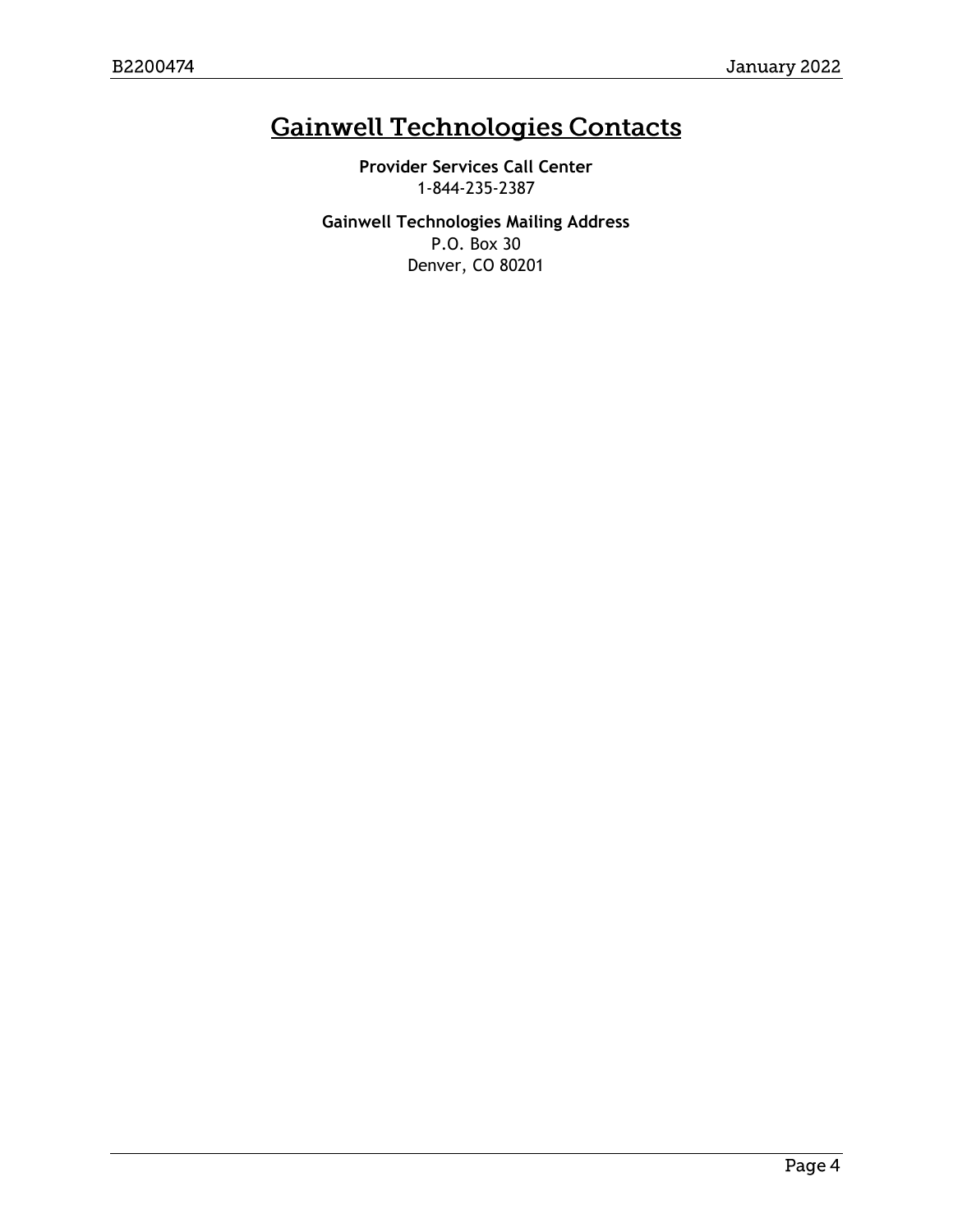# Gainwell Technologies Contacts

**Provider Services Call Center**
1-844-235-2387

**Gainwell Technologies Mailing Address**
P.O. Box 30
Denver, CO 80201